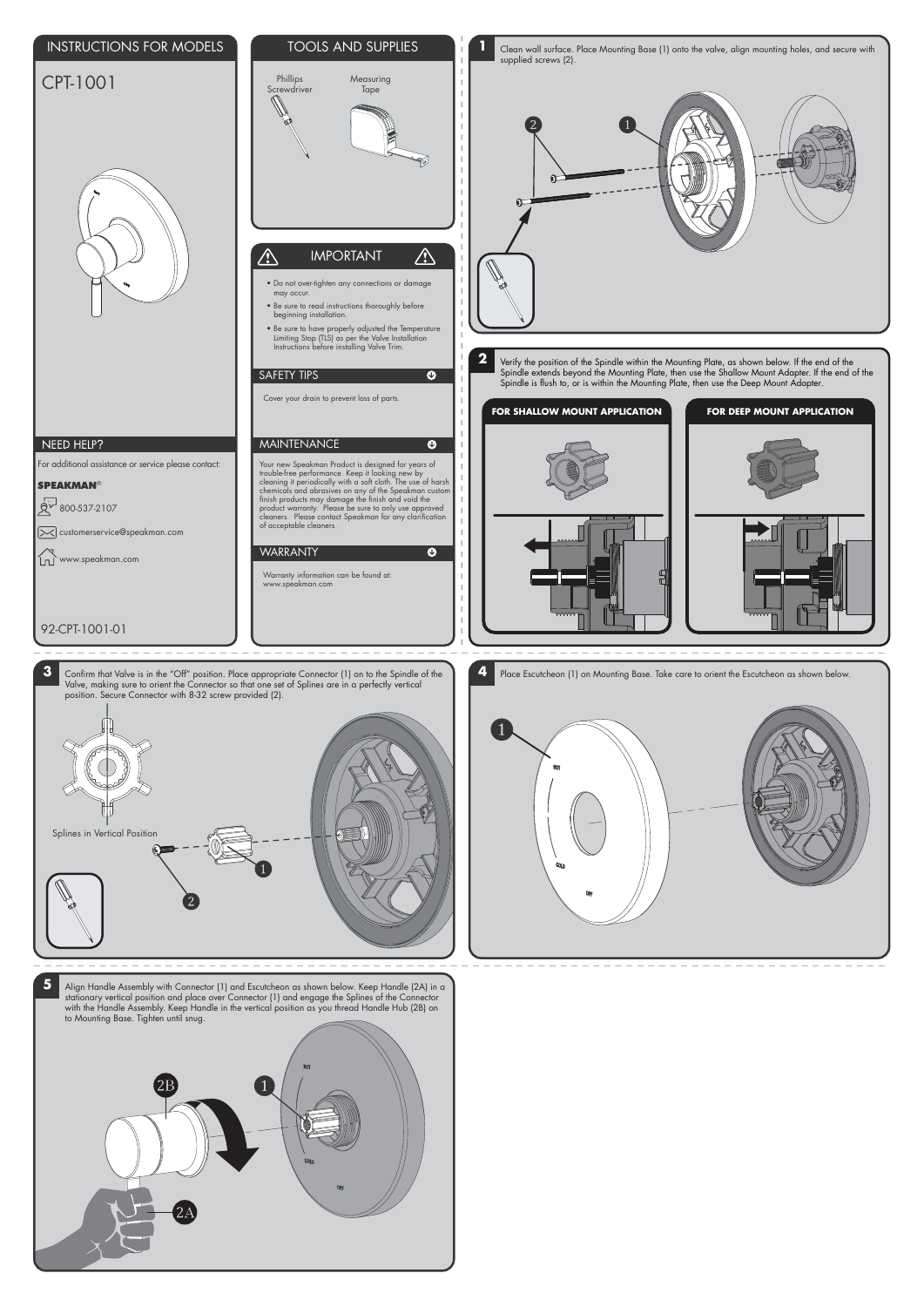## INSTRUCTIONS FOR MODELS

# CPT-1001

## NEED HELP?

For additional assistance or service please contact:

**SPEAKMAN®**

800-537-2107

customerservice@speakman.com

www.speakman.com

92-CPT-1001-01

## TOOLS AND SUPPLIES

Phillips Screwdriver

Measuring Tape

## IMPORTANT

- Do not over-tighten any connections or damage may occur.
- Be sure to read instructions thoroughly before beginning installation.
- Be sure to have properly adjusted the Temperature Limiting Stop (TLS) as per the Valve Installation Instructions before installing Valve Trim.

## SAFETY TIPS

Cover your drain to prevent loss of parts.

## MAINTENANCE

Your new Speakman Product is designed for years of trouble-free performance. Keep it looking new by cleaning it periodically with a soft cloth. The use of harsh chemicals and abrasives on any of the Speakman custom finish products may damage the finish and void the product warranty. Please be sure to only use approved cleaners. Please contact Speakman for any clarification of acceptable cleaners.

## WARRANTY

Warranty information can be found at: www.speakman.com

**1** Clean wall surface. Place Mounting Base (1) onto the valve, align mounting holes, and secure with supplied screws (2).

**2** Verify the position of the Spindle within the Mounting Plate, as shown below. If the end of the Spindle extends beyond the Mounting Plate, then use the Shallow Mount Adapter. If the end of the Spindle is flush to, or is within the Mounting Plate, then use the Deep Mount Adapter.

**FOR SHALLOW MOUNT APPLICATION**

**FOR DEEP MOUNT APPLICATION**

**3** Confirm that Valve is in the "Off" position. Place appropriate Connector (1) on to the Spindle of the Valve, making sure to orient the Connector so that one set of Splines are in a perfectly vertical position. Secure Connector with 8-32 screw provided (2).

Splines in Vertical Position

**4** Place Escutcheon (1) on Mounting Base. Take care to orient the Escutcheon as shown below.

**5** Align Handle Assembly with Connector (1) and Escutcheon as shown below. Keep Handle (2A) in a stationary vertical position and place over Connector (1) and engage the Splines of the Connector with the Handle Assembly. Keep Handle in the vertical position as you thread Handle Hub (2B) on to Mounting Base. Tighten until snug.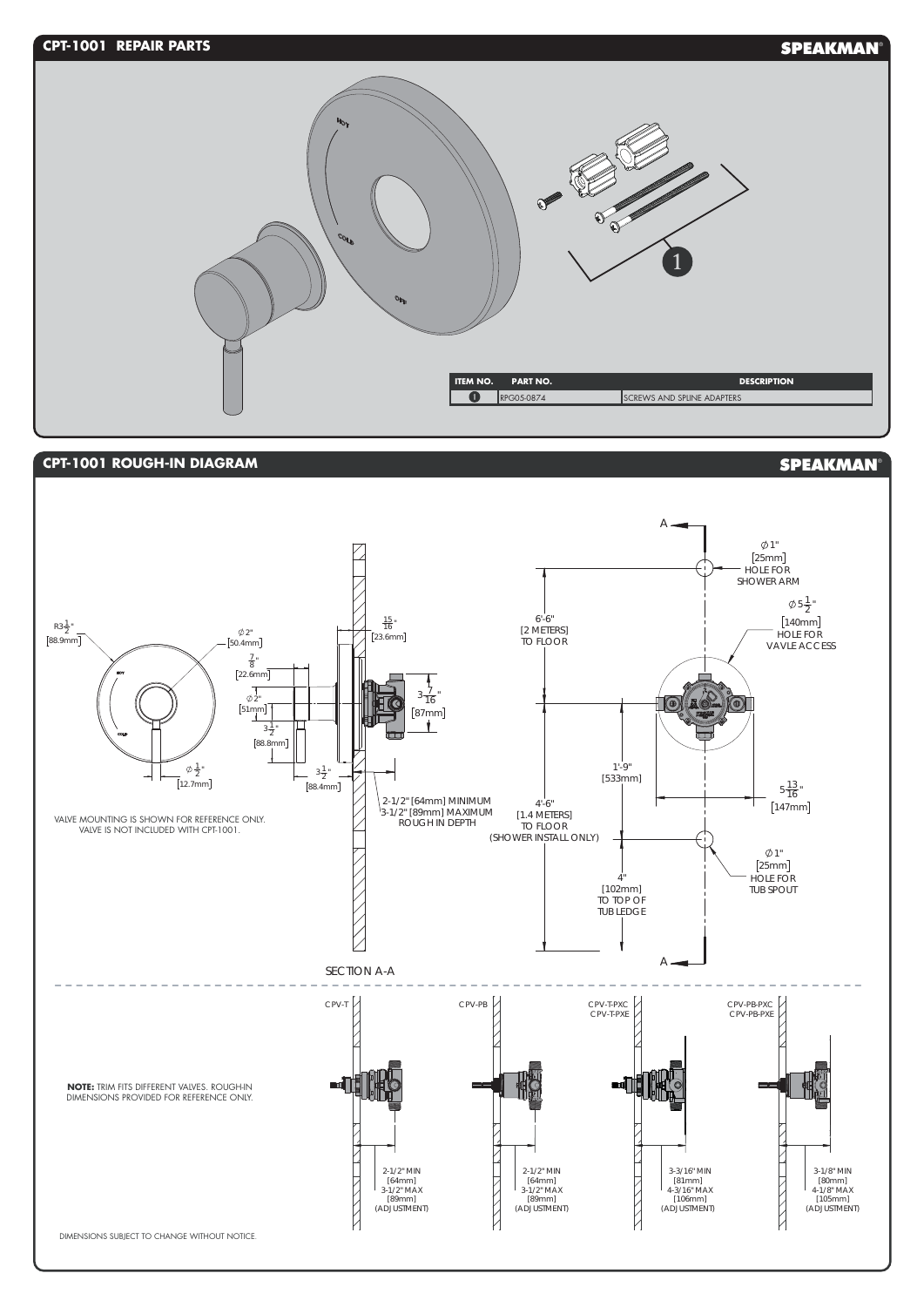## CPT-1001 REPAIR PARTS

SPEAKMAN®

HOT

COLD

OFF

1

| ITEM NO. | PART NO. | DESCRIPTION |
|---|---|---|
| 1 | RPG05-0874 | SCREWS AND SPLINE ADAPTERS |

## CPT-1001 ROUGH-IN DIAGRAM

SPEAKMAN®

R3 1/2" [88.9mm]

⌀2" [50.4mm]

7/8" [22.6mm]

⌀2" [51mm]

3 1/2" [88.8mm]

⌀ 1/2" [12.7mm]

3 1/2" [88.4mm]

15/16" [23.6mm]

3-7/16" [87mm]

2-1/2" [64mm] MINIMUM
3-1/2" [89mm] MAXIMUM
ROUGH IN DEPTH

VALVE MOUNTING IS SHOWN FOR REFERENCE ONLY. VALVE IS NOT INCLUDED WITH CPT-1001.

A

⌀1" [25mm] HOLE FOR SHOWER ARM

⌀5 1/2" [140mm] HOLE FOR VAVLE ACCESS

6'-6" [2 METERS] TO FLOOR

1'-9" [533mm]

5 13/16" [147mm]

4'-6" [1.4 METERS] TO FLOOR (SHOWER INSTALL ONLY)

⌀1" [25mm] HOLE FOR TUB SPOUT

4" [102mm] TO TOP OF TUB LEDGE

SECTION A-A

**NOTE:** TRIM FITS DIFFERENT VALVES. ROUGH-IN DIMENSIONS PROVIDED FOR REFERENCE ONLY.

CPV-T
2-1/2" MIN [64mm]
3-1/2" MAX [89mm]
(ADJUSTMENT)

CPV-PB
2-1/2" MIN [64mm]
3-1/2" MAX [89mm]
(ADJUSTMENT)

CPV-T-PXC
CPV-T-PXE
3-3/16" MIN [81mm]
4-3/16" MAX [106mm]
(ADJUSTMENT)

CPV-PB-PXC
CPV-PB-PXE
3-1/8" MIN [80mm]
4-1/8" MAX [105mm]
(ADJUSTMENT)

DIMENSIONS SUBJECT TO CHANGE WITHOUT NOTICE.